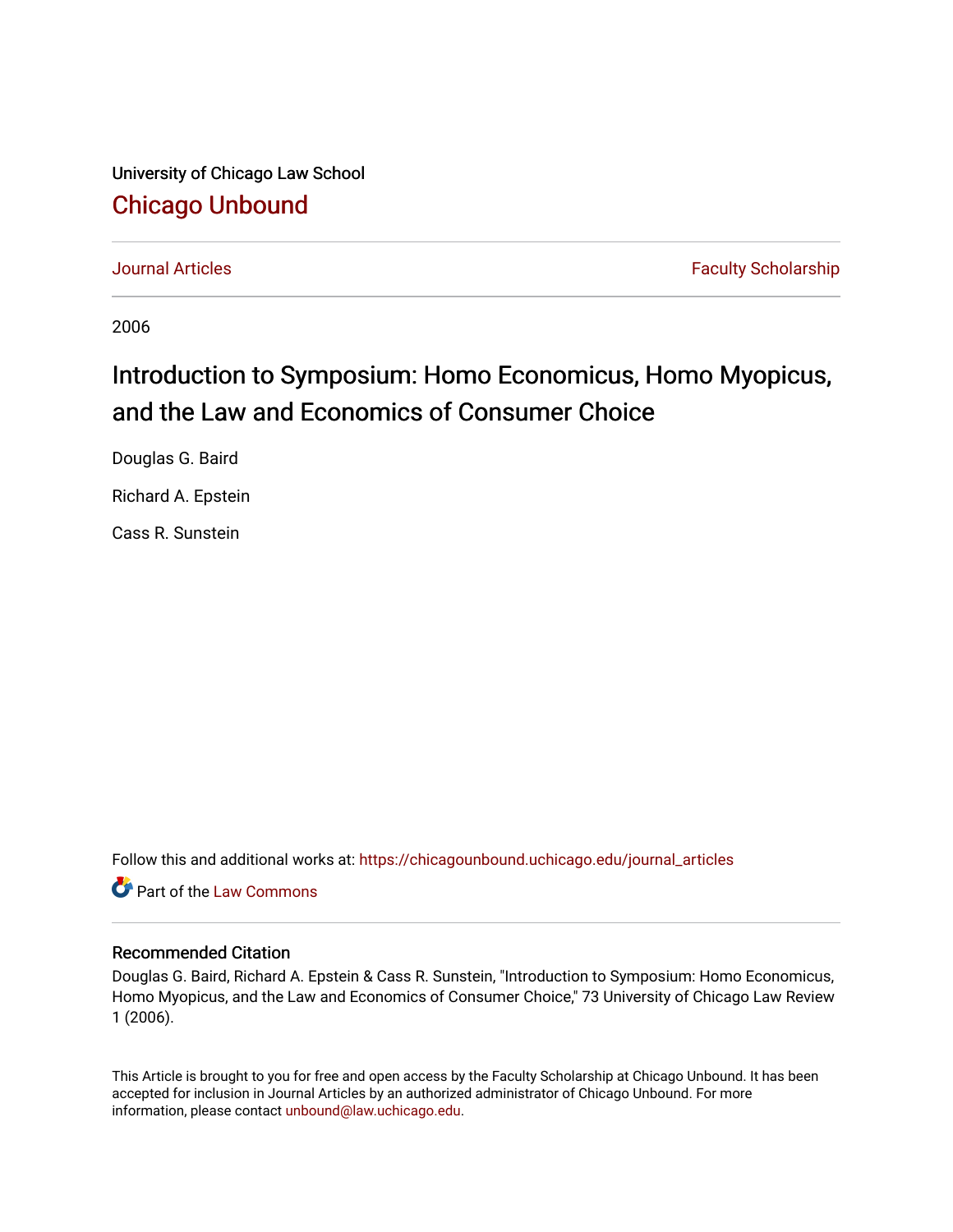University of Chicago Law School

# Chicago Unbound

Journal Articles | Faculty Scholarship

2006

## Introduction to Symposium: Homo Economicus, Homo Myopicus, and the Law and Economics of Consumer Choice

Douglas G. Baird

Richard A. Epstein

Cass R. Sunstein

Follow this and additional works at: https://chicagounbound.uchicago.edu/journal_articles

Part of the Law Commons

### Recommended Citation

Douglas G. Baird, Richard A. Epstein & Cass R. Sunstein, "Introduction to Symposium: Homo Economicus, Homo Myopicus, and the Law and Economics of Consumer Choice," 73 University of Chicago Law Review 1 (2006).

This Article is brought to you for free and open access by the Faculty Scholarship at Chicago Unbound. It has been accepted for inclusion in Journal Articles by an authorized administrator of Chicago Unbound. For more information, please contact unbound@law.uchicago.edu.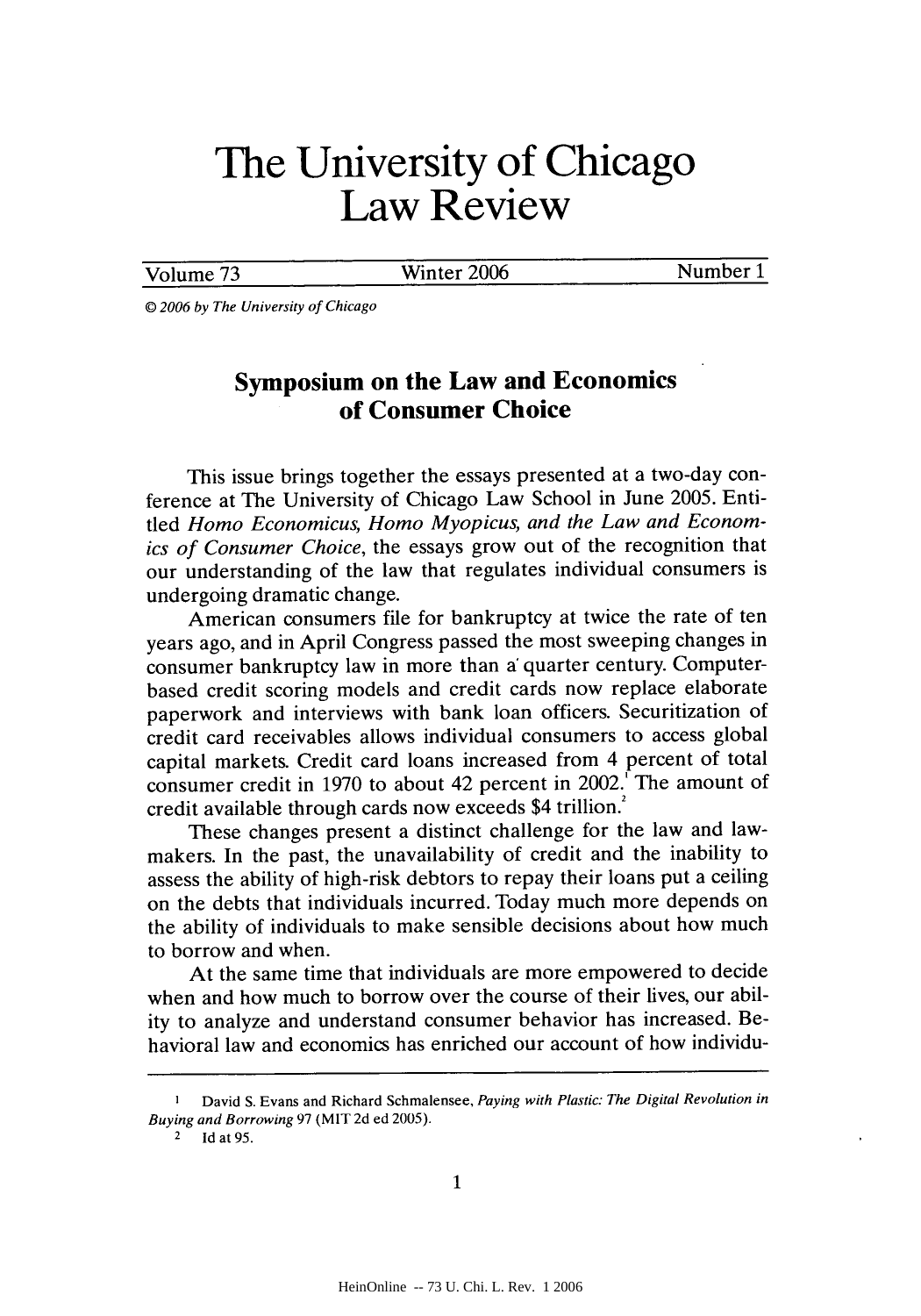# The University of Chicago Law Review

Volume 73 Winter 2006 Number 1

© 2006 by The University of Chicago

## Symposium on the Law and Economics of Consumer Choice

This issue brings together the essays presented at a two-day conference at The University of Chicago Law School in June 2005. Entitled *Homo Economicus, Homo Myopicus, and the Law and Economics of Consumer Choice*, the essays grow out of the recognition that our understanding of the law that regulates individual consumers is undergoing dramatic change.

American consumers file for bankruptcy at twice the rate of ten years ago, and in April Congress passed the most sweeping changes in consumer bankruptcy law in more than a quarter century. Computer-based credit scoring models and credit cards now replace elaborate paperwork and interviews with bank loan officers. Securitization of credit card receivables allows individual consumers to access global capital markets. Credit card loans increased from 4 percent of total consumer credit in 1970 to about 42 percent in 2002.[1] The amount of credit available through cards now exceeds \$4 trillion.[2]

These changes present a distinct challenge for the law and lawmakers. In the past, the unavailability of credit and the inability to assess the ability of high-risk debtors to repay their loans put a ceiling on the debts that individuals incurred. Today much more depends on the ability of individuals to make sensible decisions about how much to borrow and when.

At the same time that individuals are more empowered to decide when and how much to borrow over the course of their lives, our ability to analyze and understand consumer behavior has increased. Behavioral law and economics has enriched our account of how individu-

---

[1] David S. Evans and Richard Schmalensee, *Paying with Plastic: The Digital Revolution in Buying and Borrowing* 97 (MIT 2d ed 2005).

[2] Id at 95.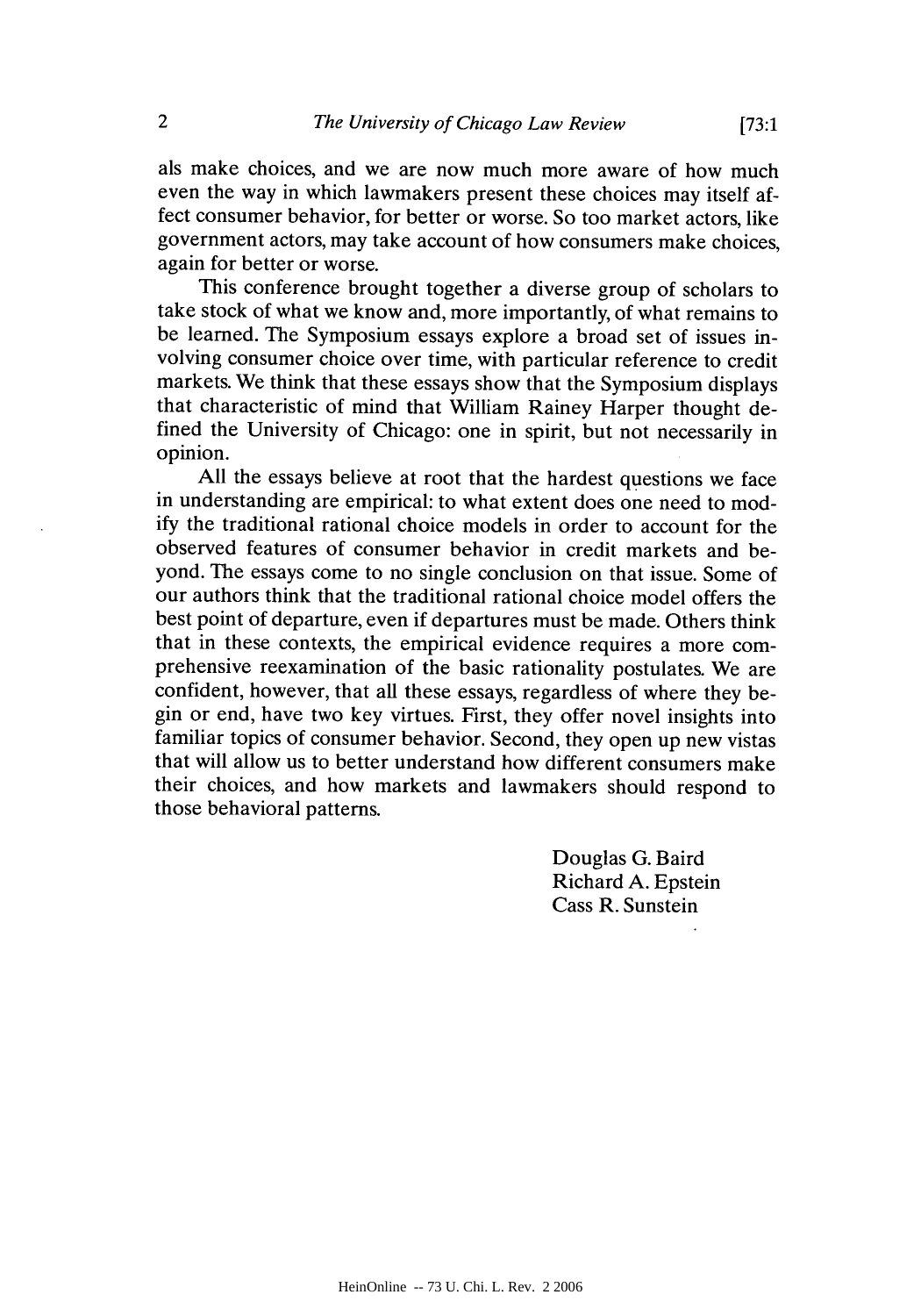als make choices, and we are now much more aware of how much even the way in which lawmakers present these choices may itself affect consumer behavior, for better or worse. So too market actors, like government actors, may take account of how consumers make choices, again for better or worse.

This conference brought together a diverse group of scholars to take stock of what we know and, more importantly, of what remains to be learned. The Symposium essays explore a broad set of issues involving consumer choice over time, with particular reference to credit markets. We think that these essays show that the Symposium displays that characteristic of mind that William Rainey Harper thought defined the University of Chicago: one in spirit, but not necessarily in opinion.

All the essays believe at root that the hardest questions we face in understanding are empirical: to what extent does one need to modify the traditional rational choice models in order to account for the observed features of consumer behavior in credit markets and beyond. The essays come to no single conclusion on that issue. Some of our authors think that the traditional rational choice model offers the best point of departure, even if departures must be made. Others think that in these contexts, the empirical evidence requires a more comprehensive reexamination of the basic rationality postulates. We are confident, however, that all these essays, regardless of where they begin or end, have two key virtues. First, they offer novel insights into familiar topics of consumer behavior. Second, they open up new vistas that will allow us to better understand how different consumers make their choices, and how markets and lawmakers should respond to those behavioral patterns.

Douglas G. Baird
Richard A. Epstein
Cass R. Sunstein